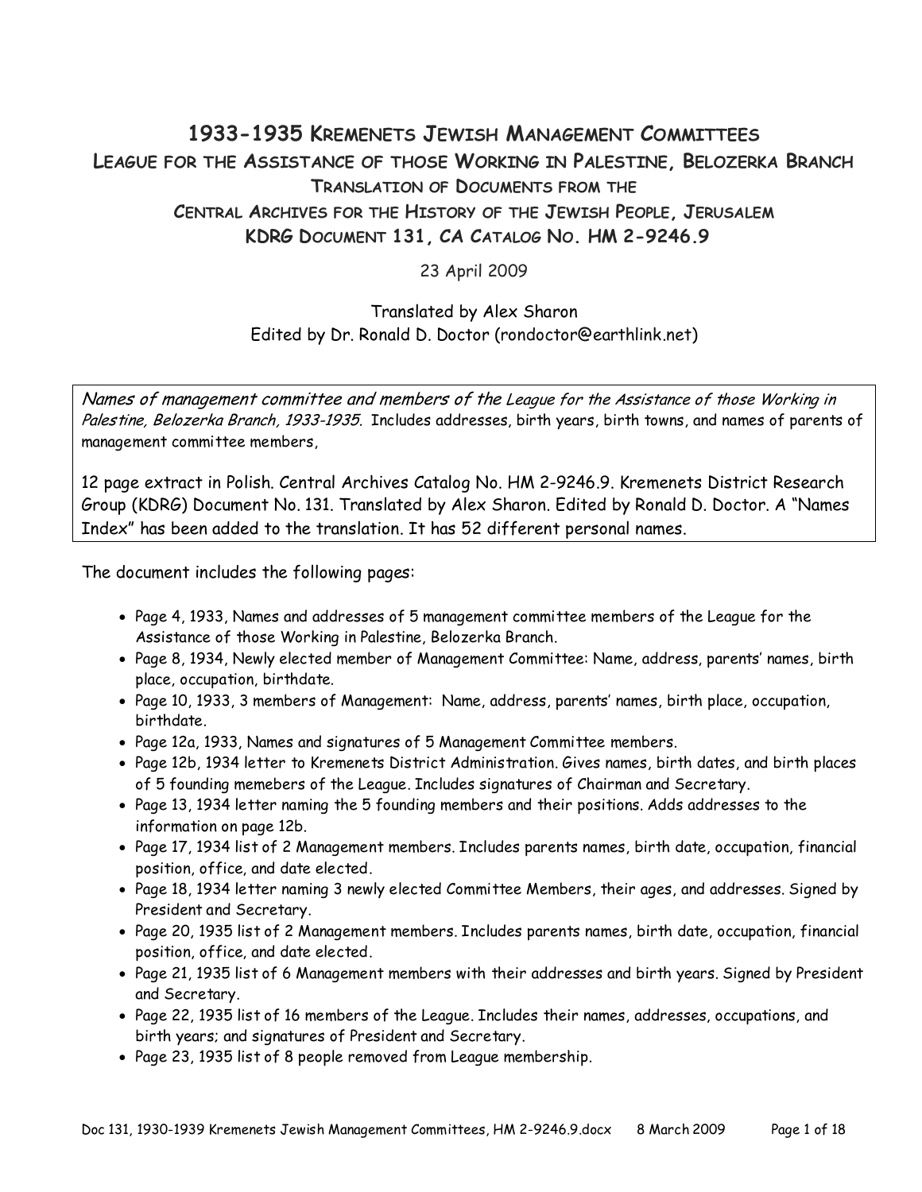# 1933-1935 Kremenets Jewish Management Committees

## League for the Assistance of those Working in Palestine, Belozerka Branch

### Translation of Documents from the Central Archives for the History of the Jewish People, Jerusalem

### KDRG Document 131, CA Catalog No. HM 2-9246.9

23 April 2009

Translated by Alex Sharon
Edited by Dr. Ronald D. Doctor (rondoctor@earthlink.net)

*Names of management committee and members of the League for the Assistance of those Working in Palestine, Belozerka Branch, 1933-1935.* Includes addresses, birth years, birth towns, and names of parents of management committee members,

12 page extract in Polish. Central Archives Catalog No. HM 2-9246.9. Kremenets District Research Group (KDRG) Document No. 131. Translated by Alex Sharon. Edited by Ronald D. Doctor. A "Names Index" has been added to the translation. It has 52 different personal names.

The document includes the following pages:

- Page 4, 1933, Names and addresses of 5 management committee members of the League for the Assistance of those Working in Palestine, Belozerka Branch.
- Page 8, 1934, Newly elected member of Management Committee: Name, address, parents' names, birth place, occupation, birthdate.
- Page 10, 1933, 3 members of Management: Name, address, parents' names, birth place, occupation, birthdate.
- Page 12a, 1933, Names and signatures of 5 Management Committee members.
- Page 12b, 1934 letter to Kremenets District Administration. Gives names, birth dates, and birth places of 5 founding memebers of the League. Includes signatures of Chairman and Secretary.
- Page 13, 1934 letter naming the 5 founding members and their positions. Adds addresses to the information on page 12b.
- Page 17, 1934 list of 2 Management members. Includes parents names, birth date, occupation, financial position, office, and date elected.
- Page 18, 1934 letter naming 3 newly elected Committee Members, their ages, and addresses. Signed by President and Secretary.
- Page 20, 1935 list of 2 Management members. Includes parents names, birth date, occupation, financial position, office, and date elected.
- Page 21, 1935 list of 6 Management members with their addresses and birth years. Signed by President and Secretary.
- Page 22, 1935 list of 16 members of the League. Includes their names, addresses, occupations, and birth years; and signatures of President and Secretary.
- Page 23, 1935 list of 8 people removed from League membership.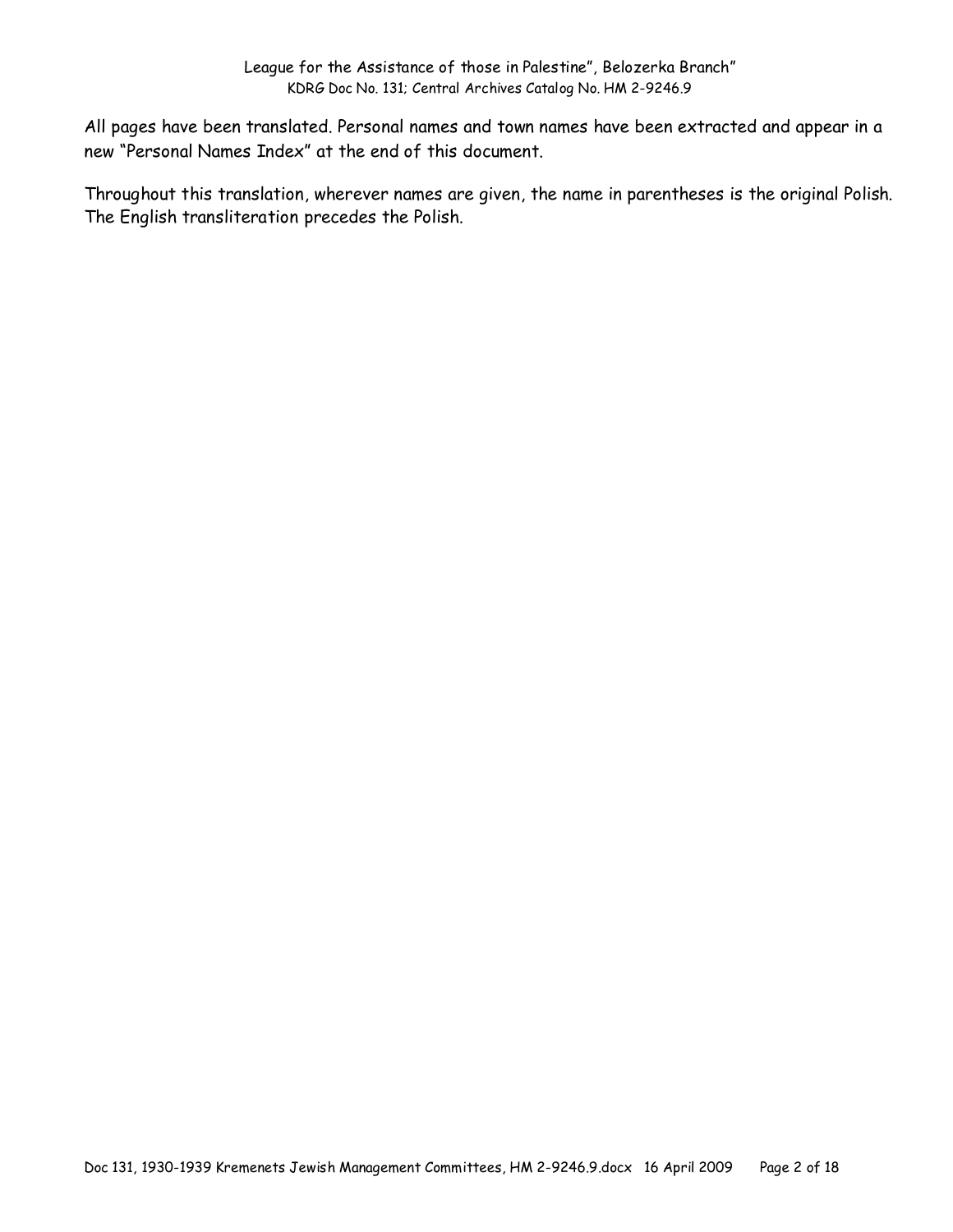All pages have been translated. Personal names and town names have been extracted and appear in a new "Personal Names Index" at the end of this document.

Throughout this translation, wherever names are given, the name in parentheses is the original Polish. The English transliteration precedes the Polish.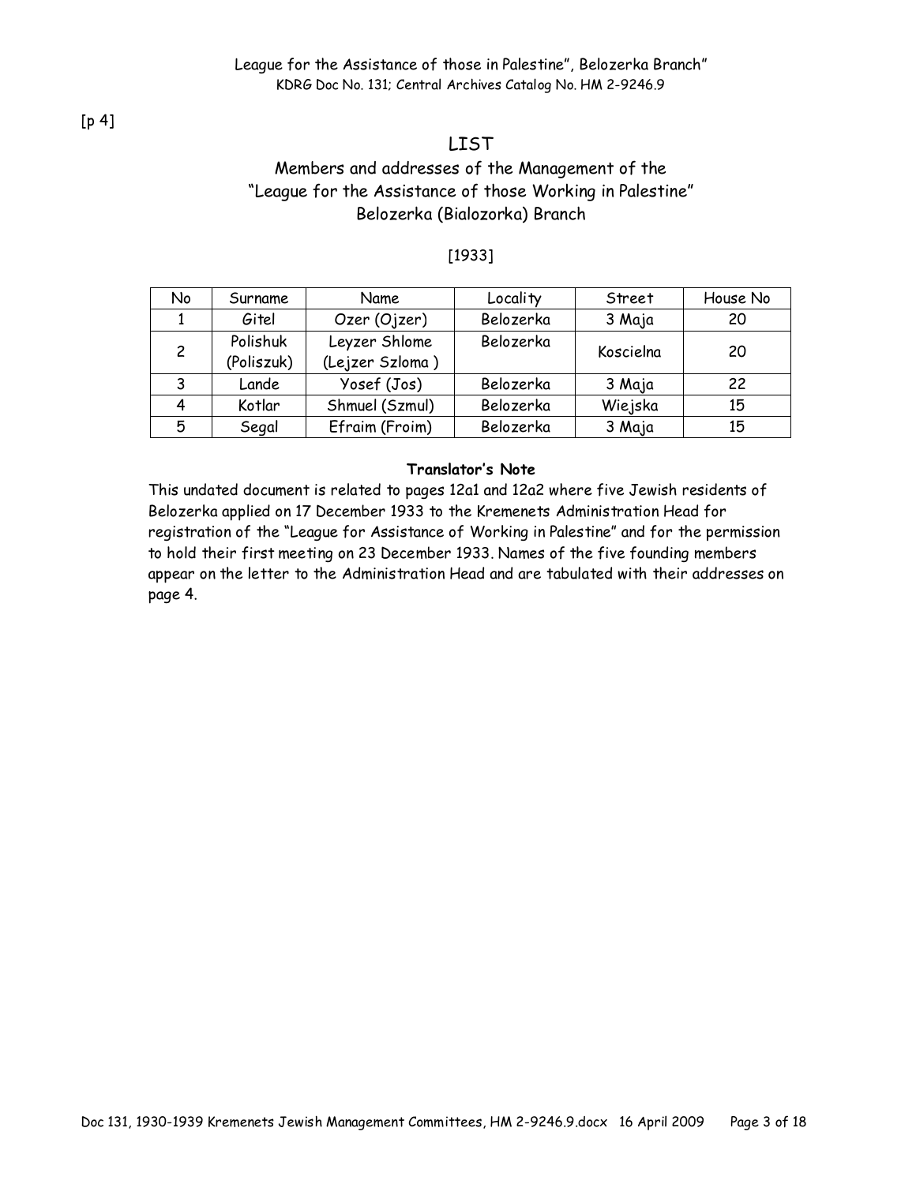[p 4]

# LIST

## Members and addresses of the Management of the "League for the Assistance of those Working in Palestine" Belozerka (Bialozorka) Branch

[1933]

| No | Surname | Name | Locality | Street | House No |
|---|---|---|---|---|---|
| 1 | Gitel | Ozer (Ojzer) | Belozerka | 3 Maja | 20 |
| 2 | Polishuk (Poliszuk) | Leyzer Shlome (Lejzer Szloma ) | Belozerka | Koscielna | 20 |
| 3 | Lande | Yosef (Jos) | Belozerka | 3 Maja | 22 |
| 4 | Kotlar | Shmuel (Szmul) | Belozerka | Wiejska | 15 |
| 5 | Segal | Efraim (Froim) | Belozerka | 3 Maja | 15 |

**Translator's Note**

This undated document is related to pages 12a1 and 12a2 where five Jewish residents of Belozerka applied on 17 December 1933 to the Kremenets Administration Head for registration of the "League for Assistance of Working in Palestine" and for the permission to hold their first meeting on 23 December 1933. Names of the five founding members appear on the letter to the Administration Head and are tabulated with their addresses on page 4.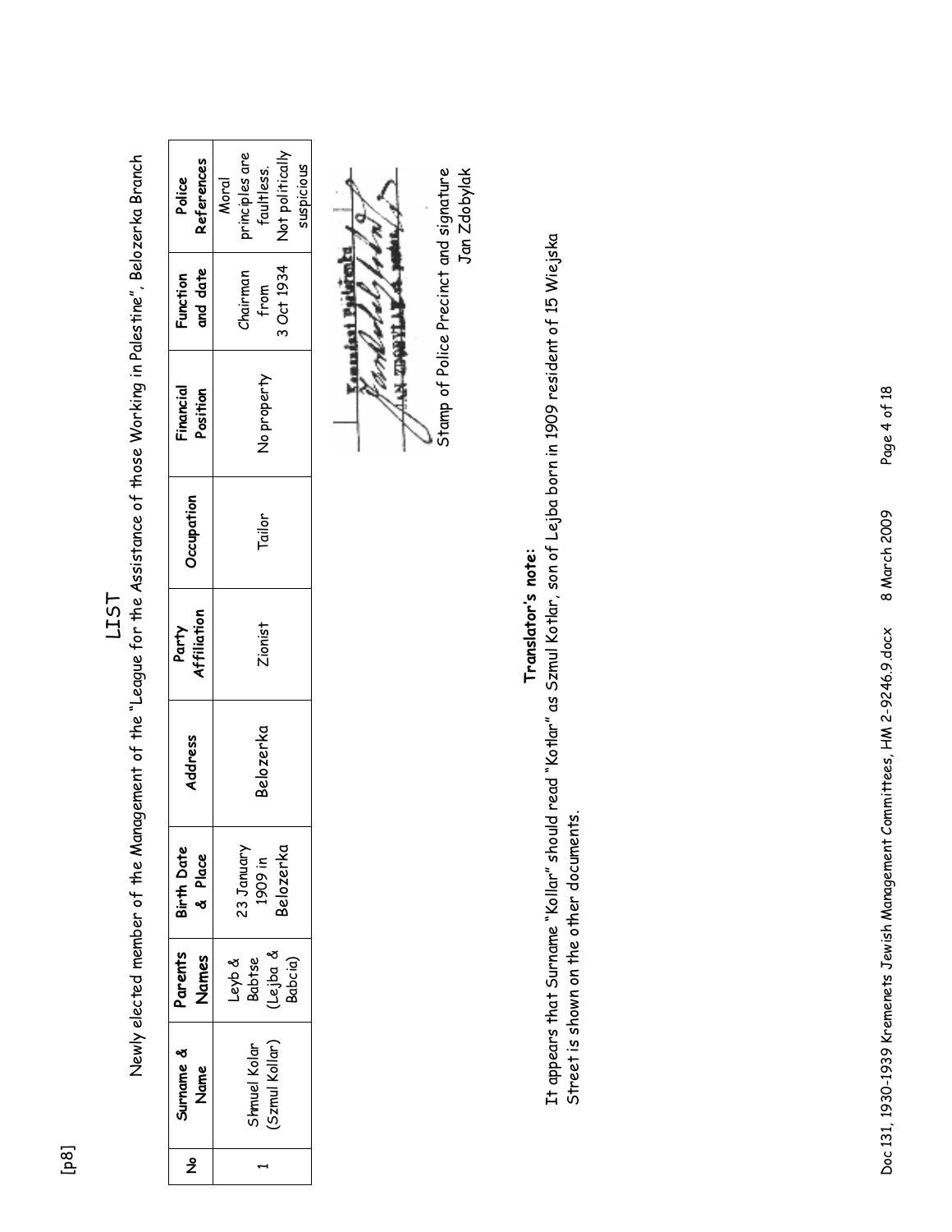[p8]

# LIST

Newly elected member of the Management of the "League for the Assistance of those Working in Palestine", Belozerka Branch

| № | Surname & Name | Parents Names | Birth Date & Place | Address | Party Affiliation | Occupation | Financial Position | Function and date | Police References |
|---|---|---|---|---|---|---|---|---|---|
| 1 | Shmuel Kolar (Szmul Kollar) | Leyb & Babtse (Lejba & Babcia) | 23 January 1909 in Belozerka | Belozerka | Zionist | Tailor | No property | Chairman from 3 Oct 1934 | Moral principles are faultless. Not politically suspicious |

Stamp of Police Precinct and signature
Jan Zdobylak

**Translator's note:**

It appears that Surname "Kollar" should read "Kotlar" as Szmul Kotlar, son of Lejba born in 1909 resident of 15 Wiejska Street is shown on the other documents.

Doc 131, 1930-1939 Kremenets Jewish Management Committees, HM 2-9246.9.docx 8 March 2009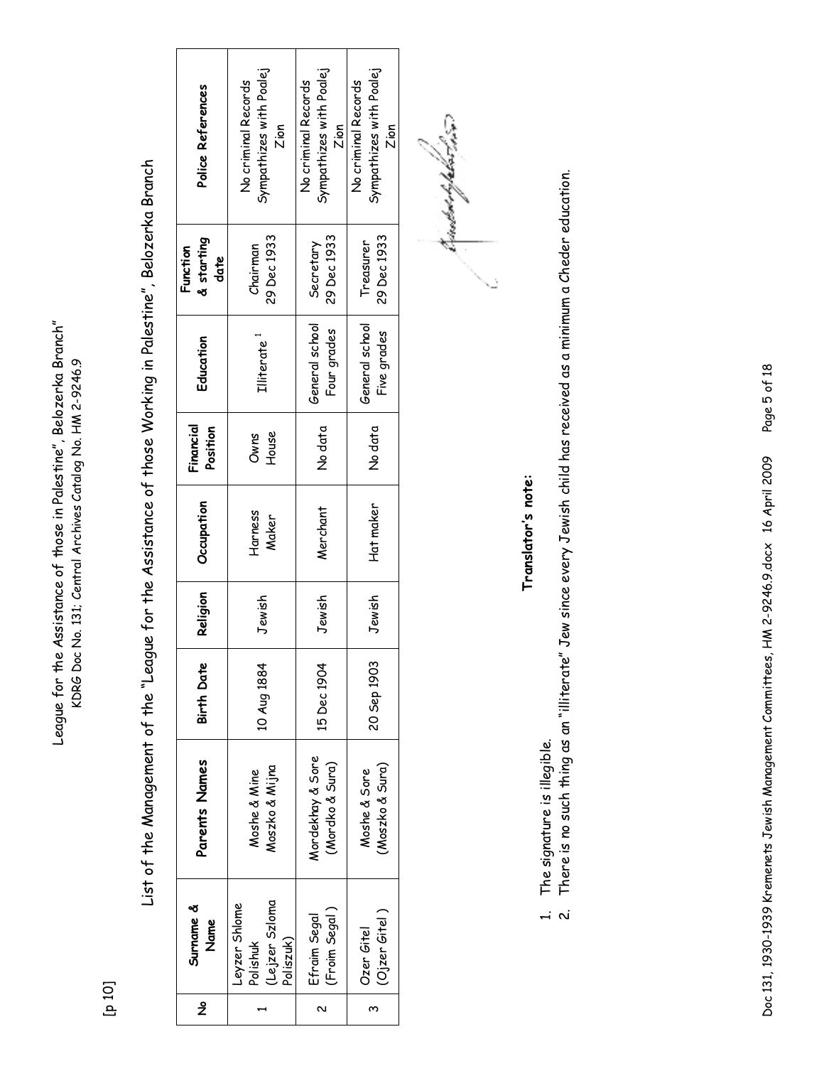[p 10]

# List of the Management of the "League for the Assistance of those Working in Palestine", Belozerka Branch

| № | Surname & Name | Parents Names | Birth Date | Religion | Occupation | Financial Position | Education | Function & starting date | Police References |
|---|---|---|---|---|---|---|---|---|---|
| 1 | Leyzer Shlome Polishuk (Lejzer Szloma Poliszuk) | Moshe & Mine Moszko & Mijna | 10 Aug 1884 | Jewish | Harness Maker | Owns House | Illiterate [1] | Chairman 29 Dec 1933 | No criminal Records Sympathizes with Podej Zion |
| 2 | Efraim Segal (Froim Segal ) | Mordekhay & Sore (Mordko & Sura) | 15 Dec 1904 | Jewish | Merchant | No data | General school Four grades | Secretary 29 Dec 1933 | No criminal Records Sympathizes with Podej Zion |
| 3 | Ozer Gitel (Ojzer Gitel ) | Moshe & Sore (Moszko & Sura) | 20 Sep 1903 | Jewish | Hat maker | No data | General school Five grades | Treasurer 29 Dec 1933 | No criminal Records Sympathizes with Podej Zion |

**Translator's note:**

1. The signature is illegible.
2. There is no such thing as an "illiterate" Jew since every Jewish child has received as a minimum a Cheder education.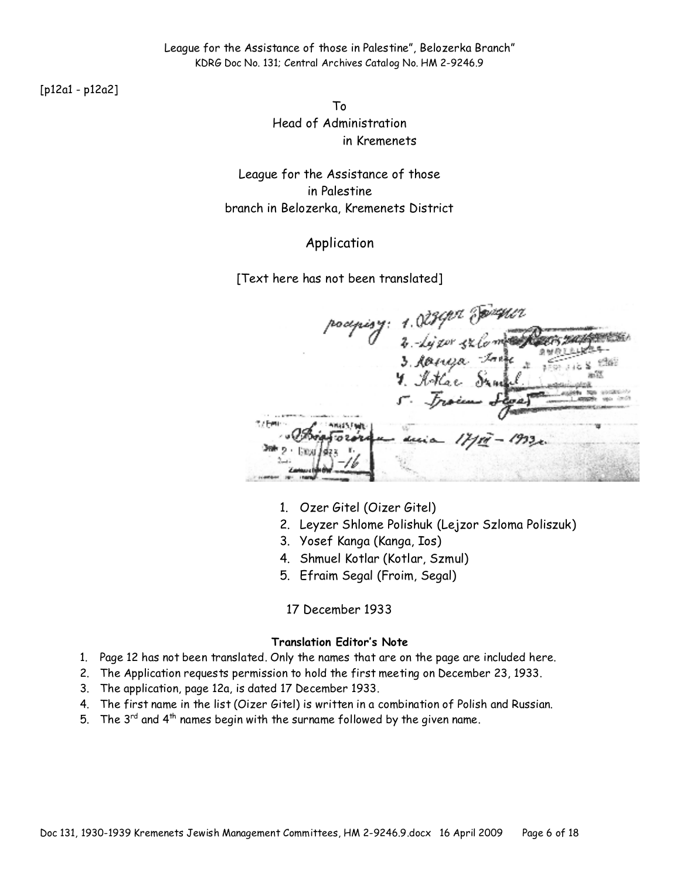League for the Assistance of those in Palestine", Belozerka Branch"
KDRG Doc No. 131; Central Archives Catalog No. HM 2-9246.9

[p12a1 - p12a2]

To
Head of Administration
in Kremenets

League for the Assistance of those
in Palestine
branch in Belozerka, Kremenets District

## Application

[Text here has not been translated]

1. Ozer Gitel (Oizer Gitel)
2. Leyzer Shlome Polishuk (Lejzor Szloma Poliszuk)
3. Yosef Kanga (Kanga, Ios)
4. Shmuel Kotlar (Kotlar, Szmul)
5. Efraim Segal (Froim, Segal)

17 December 1933

**Translation Editor's Note**

1. Page 12 has not been translated. Only the names that are on the page are included here.
2. The Application requests permission to hold the first meeting on December 23, 1933.
3. The application, page 12a, is dated 17 December 1933.
4. The first name in the list (Oizer Gitel) is written in a combination of Polish and Russian.
5. The 3rd and 4th names begin with the surname followed by the given name.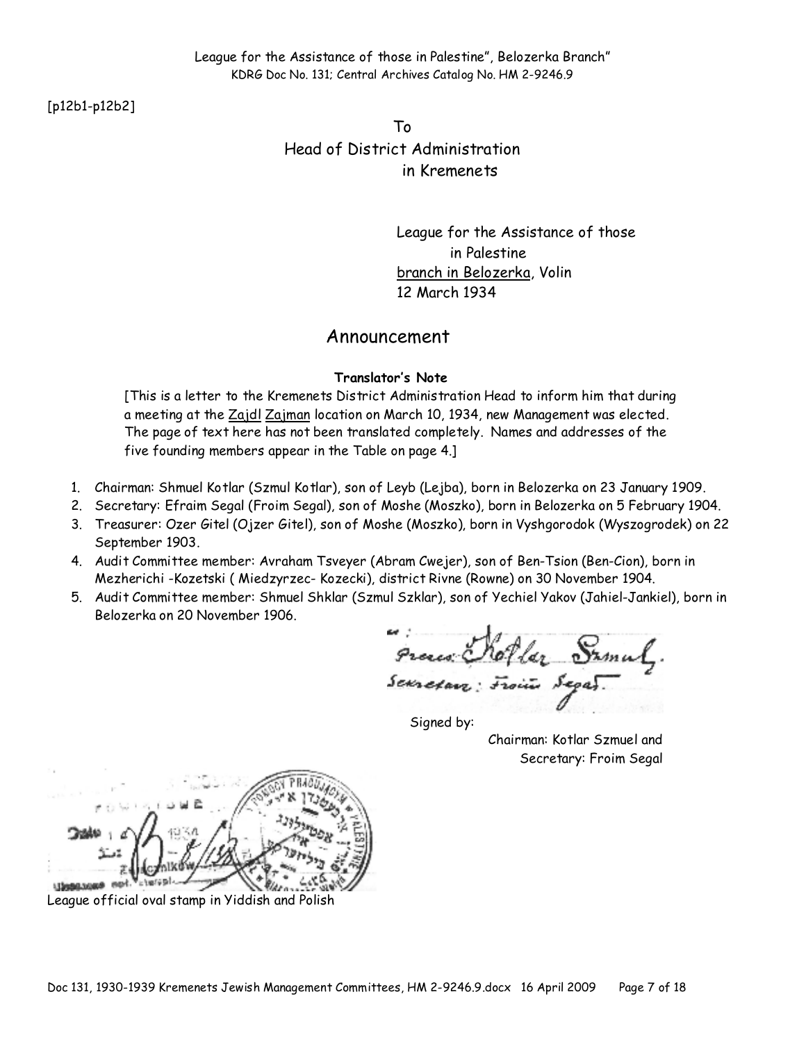League for the Assistance of those in Palestine", Belozerka Branch"
KDRG Doc No. 131; Central Archives Catalog No. HM 2-9246.9

[p12b1-p12b2]

To
Head of District Administration
in Kremenets

League for the Assistance of those
in Palestine
branch in Belozerka, Volin
12 March 1934

## Announcement

**Translator's Note**

[This is a letter to the Kremenets District Administration Head to inform him that during a meeting at the Zajdl Zajman location on March 10, 1934, new Management was elected. The page of text here has not been translated completely. Names and addresses of the five founding members appear in the Table on page 4.]

1. Chairman: Shmuel Kotlar (Szmul Kotlar), son of Leyb (Lejba), born in Belozerka on 23 January 1909.
2. Secretary: Efraim Segal (Froim Segal), son of Moshe (Moszko), born in Belozerka on 5 February 1904.
3. Treasurer: Ozer Gitel (Ojzer Gitel), son of Moshe (Moszko), born in Vyshgorodok (Wyszogrodek) on 22 September 1903.
4. Audit Committee member: Avraham Tsveyer (Abram Cwejer), son of Ben-Tsion (Ben-Cion), born in Mezherichi -Kozetski ( Miedzyrzec- Kozecki), district Rivne (Rowne) on 30 November 1904.
5. Audit Committee member: Shmuel Shklar (Szmul Szklar), son of Yechiel Yakov (Jahiel-Jankiel), born in Belozerka on 20 November 1906.

Prezes: Kotlar Szmul.
Sekretarz: Froim Segal.

Signed by:
Chairman: Kotlar Szmuel and
Secretary: Froim Segal

League official oval stamp in Yiddish and Polish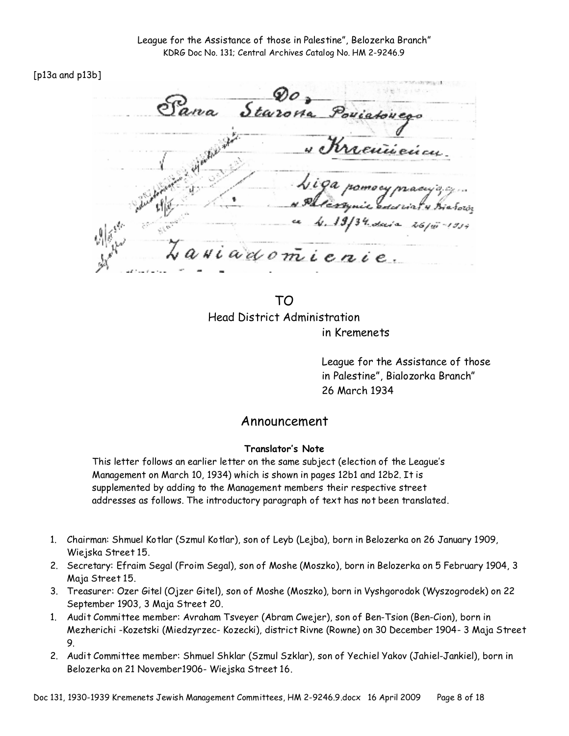[p13a and p13b]

TO
Head District Administration
in Kremenets

League for the Assistance of those in Palestine", Bialozorka Branch"
26 March 1934

## Announcement

**Translator's Note**

This letter follows an earlier letter on the same subject (election of the League's Management on March 10, 1934) which is shown in pages 12b1 and 12b2. It is supplemented by adding to the Management members their respective street addresses as follows. The introductory paragraph of text has not been translated.

1. Chairman: Shmuel Kotlar (Szmul Kotlar), son of Leyb (Lejba), born in Belozerka on 26 January 1909, Wiejska Street 15.
2. Secretary: Efraim Segal (Froim Segal), son of Moshe (Moszko), born in Belozerka on 5 February 1904, 3 Maja Street 15.
3. Treasurer: Ozer Gitel (Ojzer Gitel), son of Moshe (Moszko), born in Vyshgorodok (Wyszogrodek) on 22 September 1903, 3 Maja Street 20.

1. Audit Committee member: Avraham Tsveyer (Abram Cwejer), son of Ben-Tsion (Ben-Cion), born in Mezherichi -Kozetski (Miedzyrzec- Kozecki), district Rivne (Rowne) on 30 December 1904- 3 Maja Street 9.
2. Audit Committee member: Shmuel Shklar (Szmul Szklar), son of Yechiel Yakov (Jahiel-Jankiel), born in Belozerka on 21 November1906- Wiejska Street 16.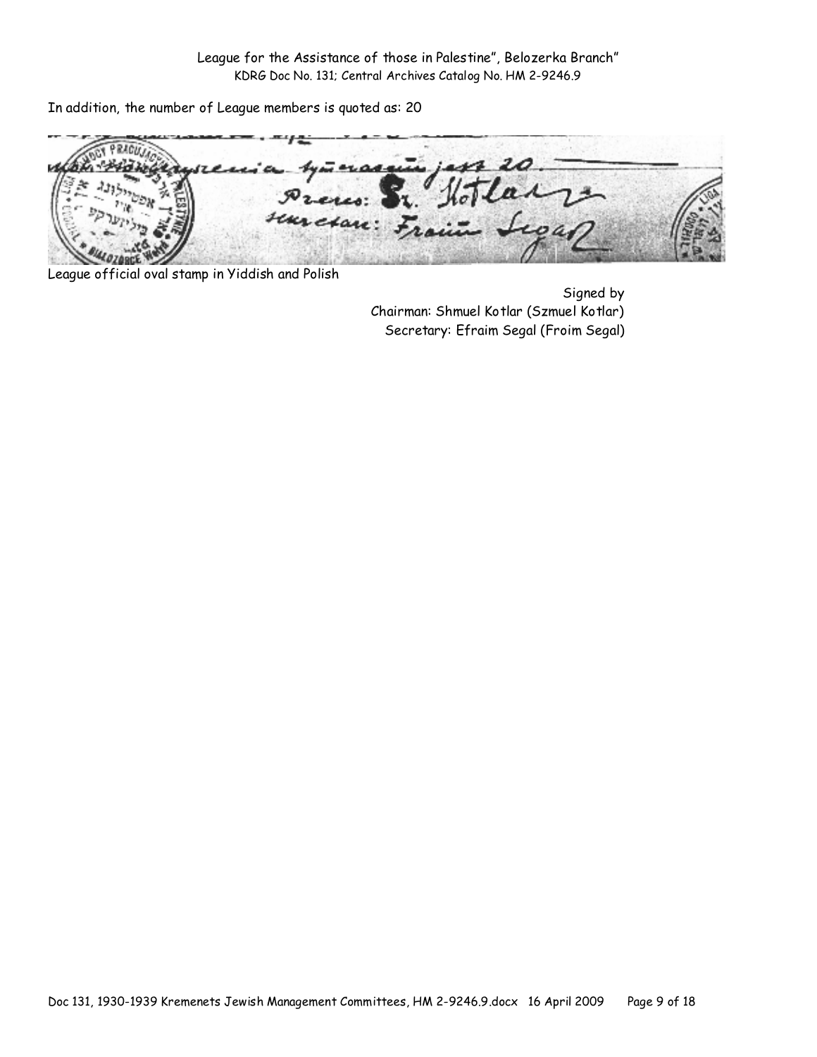League for the Assistance of those in Palestine", Belozerka Branch"
KDRG Doc No. 131; Central Archives Catalog No. HM 2-9246.9

In addition, the number of League members is quoted as: 20

League official oval stamp in Yiddish and Polish

Signed by
Chairman: Shmuel Kotlar (Szmuel Kotlar)
Secretary: Efraim Segal (Froim Segal)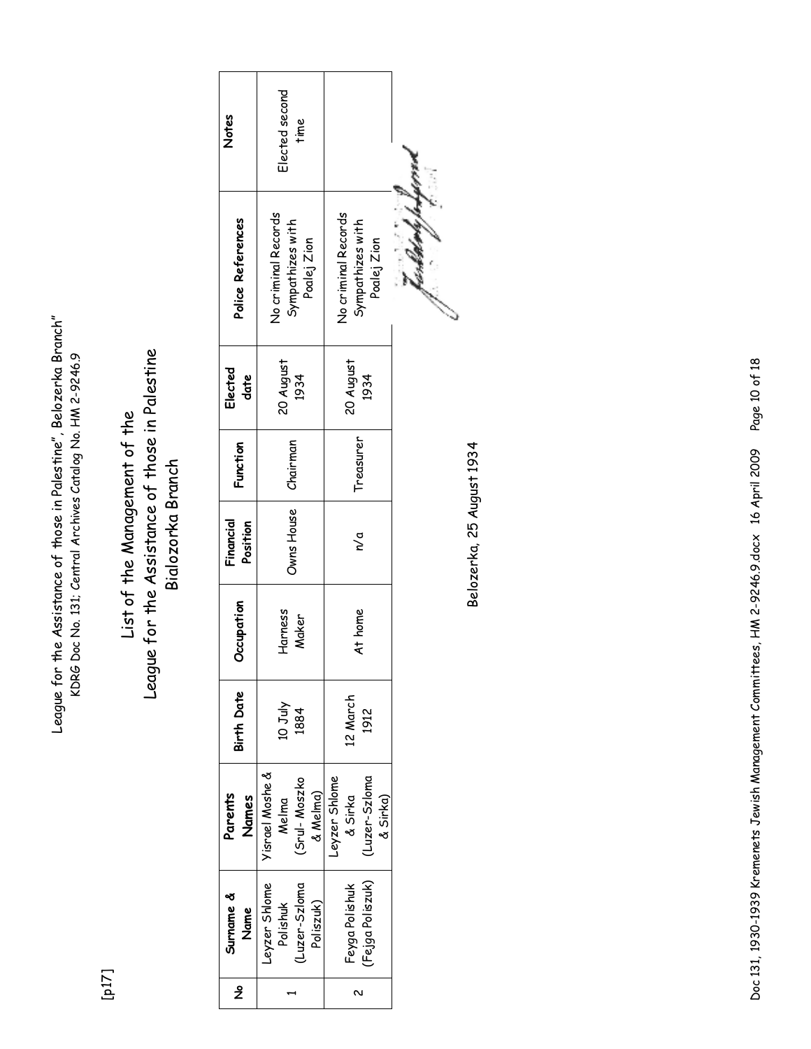League for the Assistance of those in Palestine", Belozerka Branch"
KDRG Doc No. 131; Central Archives Catalog No. HM 2-9246.9

[p17]

# List of the Management of the League for the Assistance of those in Palestine Bialozorka Branch

| № | Surname & Name | Parents Names | Birth Date | Occupation | Financial Position | Function | Elected date | Police References | Notes |
|---|---|---|---|---|---|---|---|---|---|
| 1 | Leyzer Shlome Polishuk (Luzer-Szloma Poliszuk) | Yisrael Moshe & Melma (Srul- Moszko & Melma) | 10 July 1884 | Harness Maker | Owns House | Chairman | 20 August 1934 | No criminal Records Sympathizes with Poalej Zion | Elected second time |
| 2 | Feyga Polishuk (Fejga Poliszuk) | Leyzer Shlome & Sirka (Luzer-Szloma & Sirka) | 12 March 1912 | At home | n/a | Treasurer | 20 August 1934 | No criminal Records Sympathizes with Poalej Zion | |

Belozerka, 25 August 1934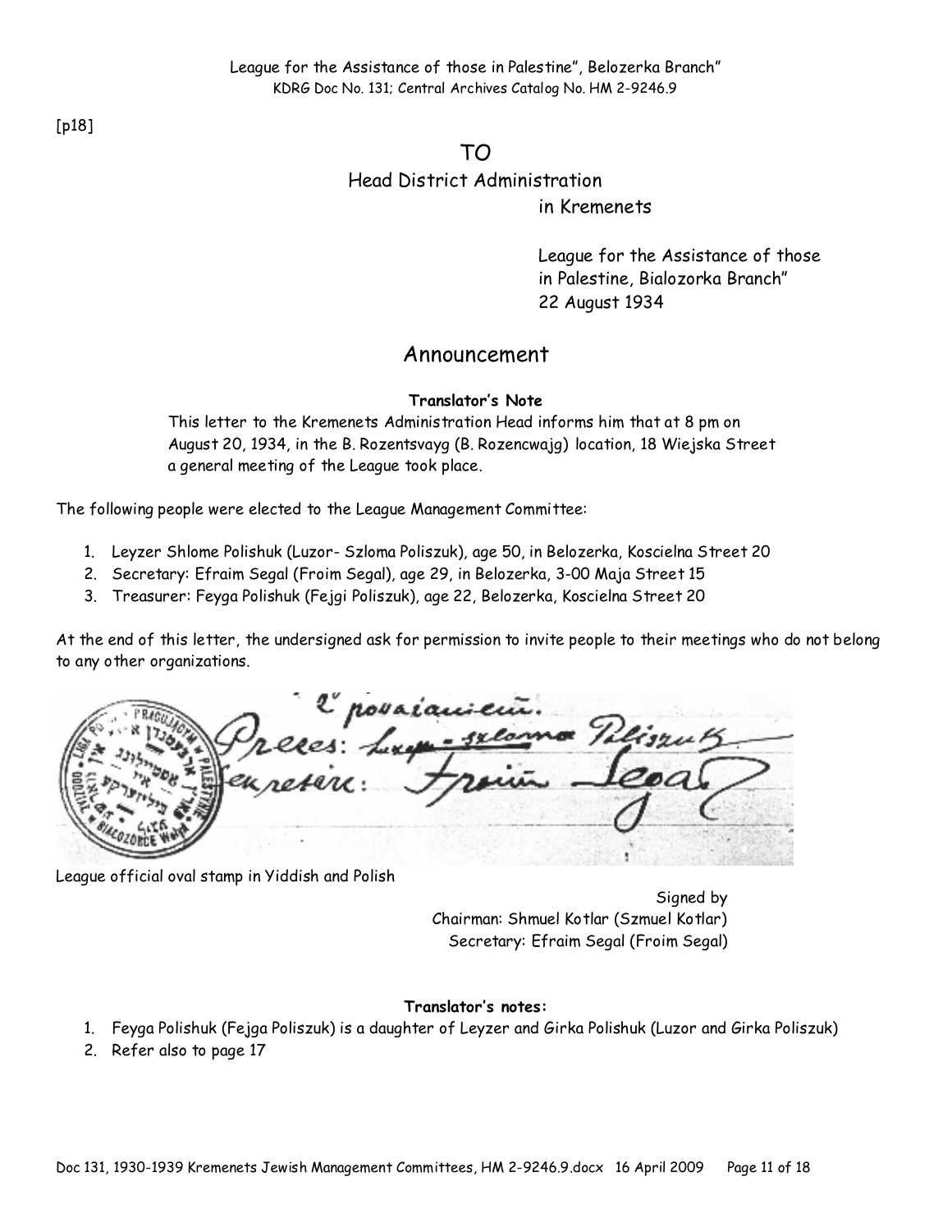League for the Assistance of those in Palestine", Belozerka Branch"
KDRG Doc No. 131; Central Archives Catalog No. HM 2-9246.9

[p18]

# TO

Head District Administration
in Kremenets

League for the Assistance of those in Palestine, Bialozorka Branch"
22 August 1934

## Announcement

**Translator's Note**

This letter to the Kremenets Administration Head informs him that at 8 pm on August 20, 1934, in the B. Rozentsvayg (B. Rozencwajg) location, 18 Wiejska Street a general meeting of the League took place.

The following people were elected to the League Management Committee:

1. Leyzer Shlome Polishuk (Luzor- Szloma Poliszuk), age 50, in Belozerka, Koscielna Street 20
2. Secretary: Efraim Segal (Froim Segal), age 29, in Belozerka, 3-00 Maja Street 15
3. Treasurer: Feyga Polishuk (Fejgi Poliszuk), age 22, Belozerka, Koscielna Street 20

At the end of this letter, the undersigned ask for permission to invite people to their meetings who do not belong to any other organizations.

League official oval stamp in Yiddish and Polish

Signed by
Chairman: Shmuel Kotlar (Szmuel Kotlar)
Secretary: Efraim Segal (Froim Segal)

**Translator's notes:**

1. Feyga Polishuk (Fejga Poliszuk) is a daughter of Leyzer and Girka Polishuk (Luzor and Girka Poliszuk)
2. Refer also to page 17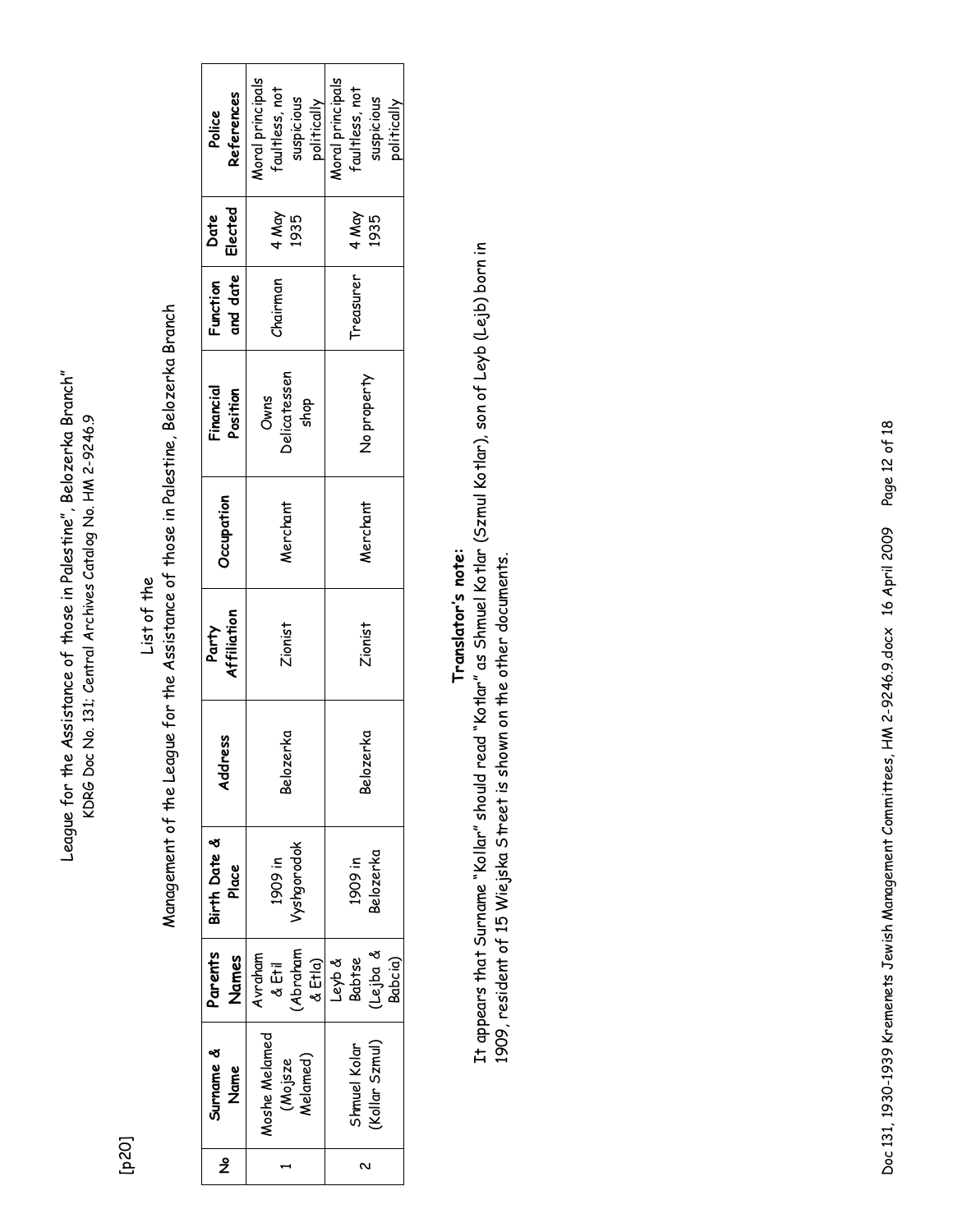League for the Assistance of those in Palestine", Belozerka Branch"
KDRG Doc No. 131; Central Archives Catalog No. HM 2-9246.9

[p20]

List of the
Management of the League for the Assistance of those in Palestine, Belozerka Branch

| № | Surname & Name | Parents Names | Birth Date & Place | Address | Party Affiliation | Occupation | Financial Position | Function and date | Date Elected | Police References |
|---|---|---|---|---|---|---|---|---|---|---|
| 1 | Moshe Melamed (Mojsze Melamed) | Avraham & Etil (Abraham & Etla) | 1909 in Vyshgorodok | Belozerka | Zionist | Merchant | Owns Delicatessen shop | Chairman | 4 May 1935 | Moral principals faultless, not suspicious politically |
| 2 | Shmuel Kolar (Kollar Szmul) | Leyb & Babtse (Lejba & Babcia) | 1909 in Belozerka | Belozerka | Zionist | Merchant | No property | Treasurer | 4 May 1935 | Moral principals faultless, not suspicious politically |

**Translator's note:**
It appears that Surname "Kollar" should read "Kotlar" as Shmuel Kotlar (Szmul Kotlar), son of Leyb (Lejb) born in 1909, resident of 15 Wiejska Street is shown on the other documents.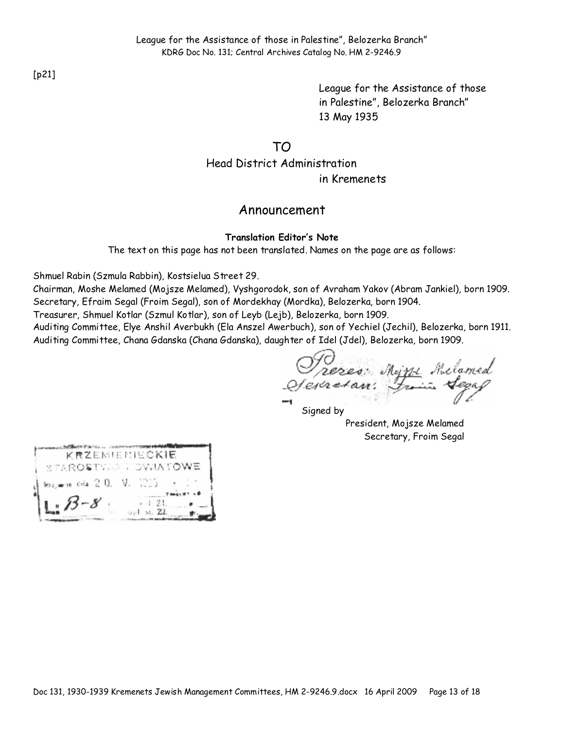[p21]

League for the Assistance of those in Palestine", Belozerka Branch"
13 May 1935

TO
Head District Administration
in Kremenets

## Announcement

**Translation Editor's Note**

The text on this page has not been translated. Names on the page are as follows:

Shmuel Rabin (Szmula Rabbin), Kostsielua Street 29.
Chairman, Moshe Melamed (Mojsze Melamed), Vyshgorodok, son of Avraham Yakov (Abram Jankiel), born 1909.
Secretary, Efraim Segal (Froim Segal), son of Mordekhay (Mordka), Belozerka, born 1904.
Treasurer, Shmuel Kotlar (Szmul Kotlar), son of Leyb (Lejb), Belozerka, born 1909.
Auditing Committee, Elye Anshil Averbukh (Ela Anszel Awerbuch), son of Yechiel (Jechil), Belozerka, born 1911.
Auditing Committee, Chana Gdanska (Chana Gdanska), daughter of Idel (Jdel), Belozerka, born 1909.

Prezes: Mojsze Melamed
Sekretarz: Froim Segal

Signed by
President, Mojsze Melamed
Secretary, Froim Segal

KRZEMIENIECKIE
STAROSTWO POWIATOWE
Wpłynęło dnia 20. V. 1935
L: B-8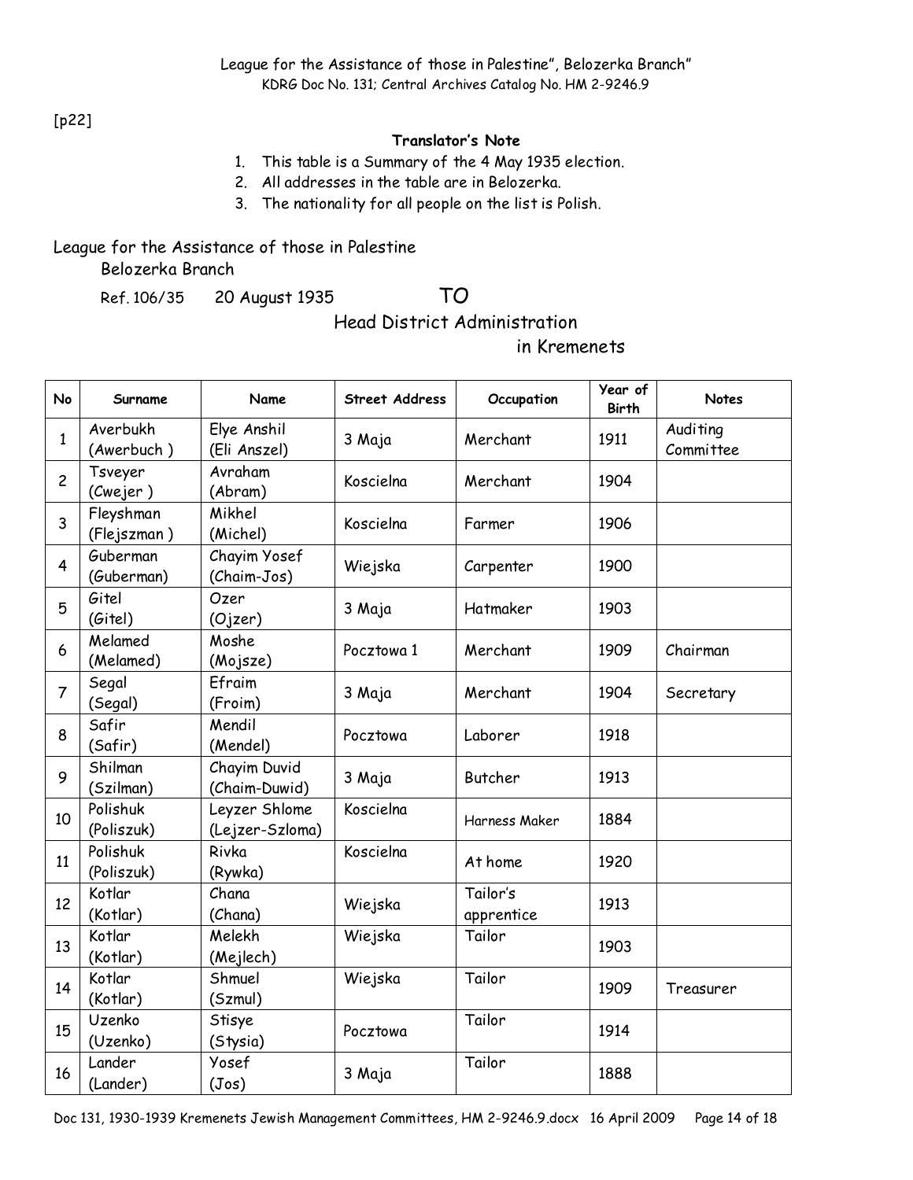[p22]

**Translator's Note**

1. This table is a Summary of the 4 May 1935 election.
2. All addresses in the table are in Belozerka.
3. The nationality for all people on the list is Polish.

League for the Assistance of those in Palestine
Belozerka Branch

Ref. 106/35 20 August 1935 TO

Head District Administration
in Kremenets

| No | Surname | Name | Street Address | Occupation | Year of Birth | Notes |
|---|---|---|---|---|---|---|
| 1 | Averbukh (Awerbuch ) | Elye Anshil (Eli Anszel) | 3 Maja | Merchant | 1911 | Auditing Committee |
| 2 | Tsveyer (Cwejer ) | Avraham (Abram) | Koscielna | Merchant | 1904 | |
| 3 | Fleyshman (Flejszman ) | Mikhel (Michel) | Koscielna | Farmer | 1906 | |
| 4 | Guberman (Guberman) | Chayim Yosef (Chaim-Jos) | Wiejska | Carpenter | 1900 | |
| 5 | Gitel (Gitel) | Ozer (Ojzer) | 3 Maja | Hatmaker | 1903 | |
| 6 | Melamed (Melamed) | Moshe (Mojsze) | Pocztowa 1 | Merchant | 1909 | Chairman |
| 7 | Segal (Segal) | Efraim (Froim) | 3 Maja | Merchant | 1904 | Secretary |
| 8 | Safir (Safir) | Mendil (Mendel) | Pocztowa | Laborer | 1918 | |
| 9 | Shilman (Szilman) | Chayim Duvid (Chaim-Duwid) | 3 Maja | Butcher | 1913 | |
| 10 | Polishuk (Poliszuk) | Leyzer Shlome (Lejzer-Szloma) | Koscielna | Harness Maker | 1884 | |
| 11 | Polishuk (Poliszuk) | Rivka (Rywka) | Koscielna | At home | 1920 | |
| 12 | Kotlar (Kotlar) | Chana (Chana) | Wiejska | Tailor's apprentice | 1913 | |
| 13 | Kotlar (Kotlar) | Melekh (Mejlech) | Wiejska | Tailor | 1903 | |
| 14 | Kotlar (Kotlar) | Shmuel (Szmul) | Wiejska | Tailor | 1909 | Treasurer |
| 15 | Uzenko (Uzenko) | Stisye (Stysia) | Pocztowa | Tailor | 1914 | |
| 16 | Lander (Lander) | Yosef (Jos) | 3 Maja | Tailor | 1888 | |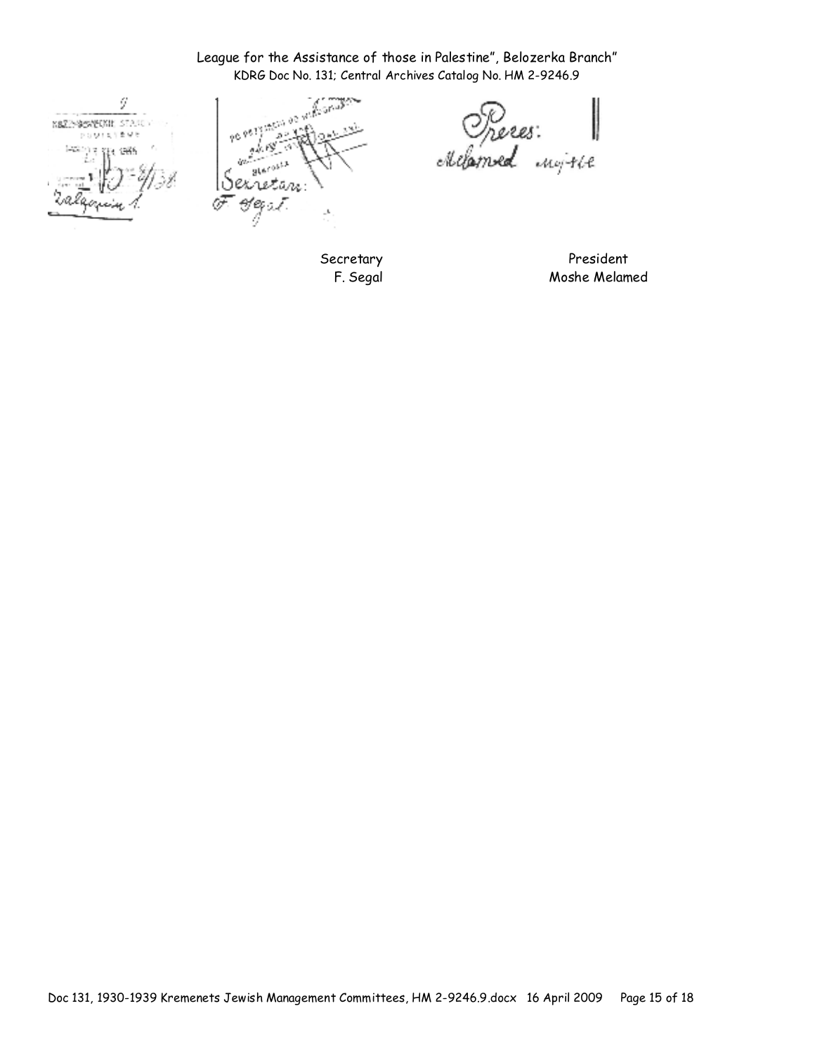Secretary
F. Segal

President
Moshe Melamed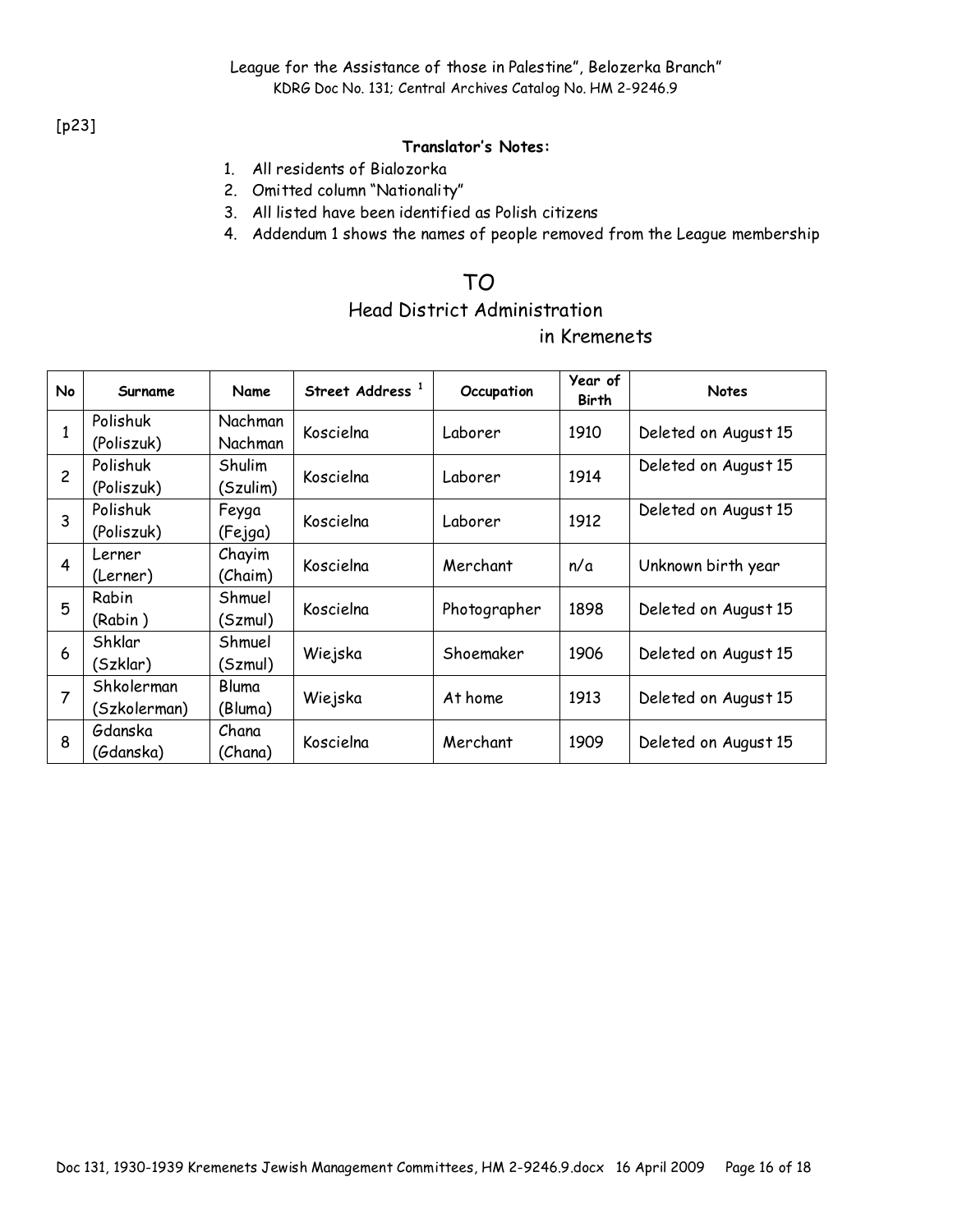League for the Assistance of those in Palestine", Belozerka Branch"
KDRG Doc No. 131; Central Archives Catalog No. HM 2-9246.9

[p23]

**Translator's Notes:**

1. All residents of Bialozorka
2. Omitted column "Nationality"
3. All listed have been identified as Polish citizens
4. Addendum 1 shows the names of people removed from the League membership

## TO

## Head District Administration
## in Kremenets

| No | Surname | Name | Street Address [1] | Occupation | Year of Birth | Notes |
|---|---|---|---|---|---|---|
| 1 | Polishuk (Poliszuk) | Nachman Nachman | Koscielna | Laborer | 1910 | Deleted on August 15 |
| 2 | Polishuk (Poliszuk) | Shulim (Szulim) | Koscielna | Laborer | 1914 | Deleted on August 15 |
| 3 | Polishuk (Poliszuk) | Feyga (Fejga) | Koscielna | Laborer | 1912 | Deleted on August 15 |
| 4 | Lerner (Lerner) | Chayim (Chaim) | Koscielna | Merchant | n/a | Unknown birth year |
| 5 | Rabin (Rabin ) | Shmuel (Szmul) | Koscielna | Photographer | 1898 | Deleted on August 15 |
| 6 | Shklar (Szklar) | Shmuel (Szmul) | Wiejska | Shoemaker | 1906 | Deleted on August 15 |
| 7 | Shkolerman (Szkolerman) | Bluma (Bluma) | Wiejska | At home | 1913 | Deleted on August 15 |
| 8 | Gdanska (Gdanska) | Chana (Chana) | Koscielna | Merchant | 1909 | Deleted on August 15 |

Doc 131, 1930-1939 Kremenets Jewish Management Committees, HM 2-9246.9.docx 16 April 2009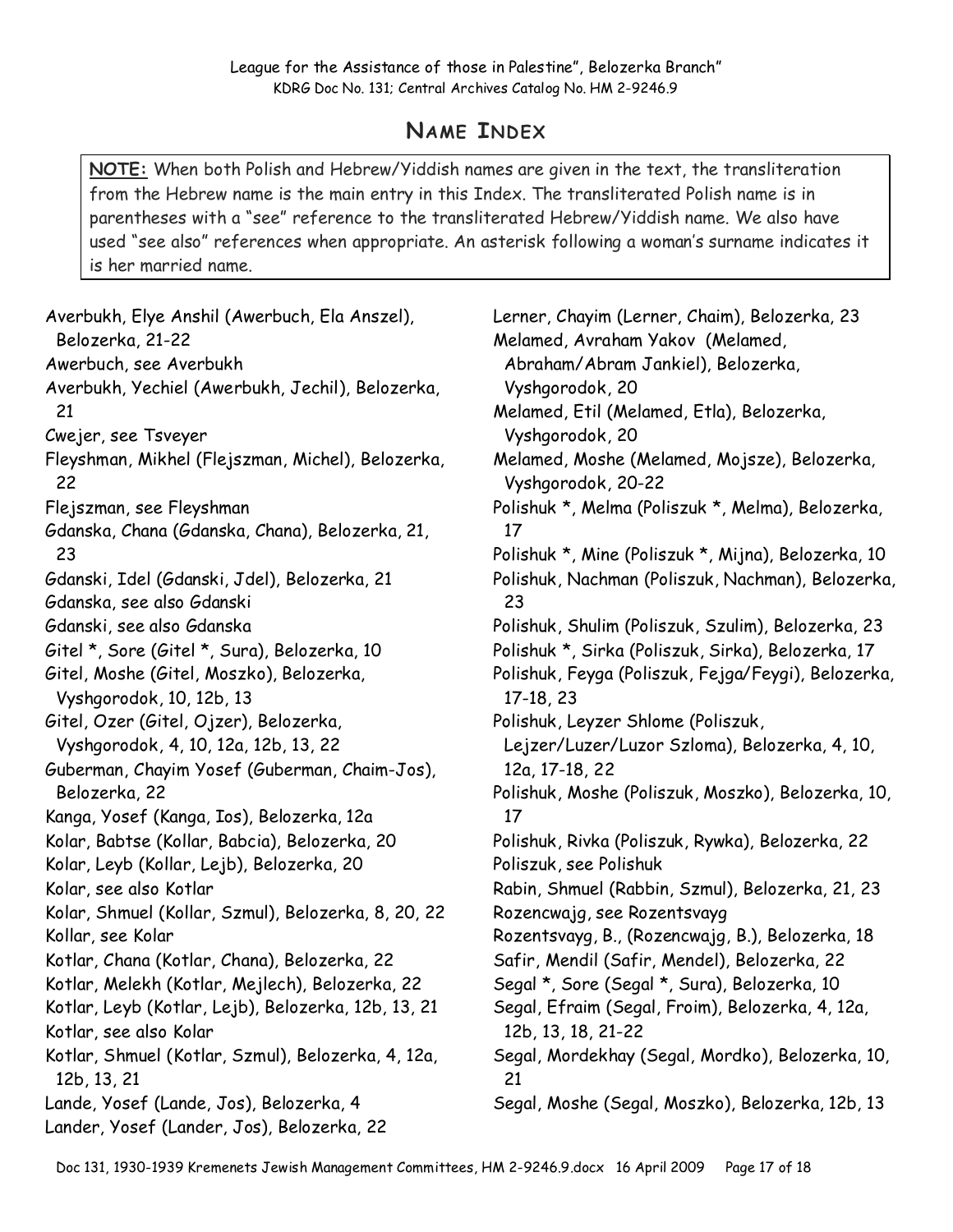League for the Assistance of those in Palestine", Belozerka Branch"
KDRG Doc No. 131; Central Archives Catalog No. HM 2-9246.9

## Name Index

**NOTE:** When both Polish and Hebrew/Yiddish names are given in the text, the transliteration from the Hebrew name is the main entry in this Index. The transliterated Polish name is in parentheses with a "see" reference to the transliterated Hebrew/Yiddish name. We also have used "see also" references when appropriate. An asterisk following a woman's surname indicates it is her married name.

Averbukh, Elye Anshil (Awerbuch, Ela Anszel), Belozerka, 21-22
Awerbuch, see Averbukh
Averbukh, Yechiel (Awerbukh, Jechil), Belozerka, 21
Cwejer, see Tsveyer
Fleyshman, Mikhel (Flejszman, Michel), Belozerka, 22
Flejszman, see Fleyshman
Gdanska, Chana (Gdanska, Chana), Belozerka, 21, 23
Gdanski, Idel (Gdanski, Jdel), Belozerka, 21
Gdanska, see also Gdanski
Gdanski, see also Gdanska
Gitel *, Sore (Gitel *, Sura), Belozerka, 10
Gitel, Moshe (Gitel, Moszko), Belozerka, Vyshgorodok, 10, 12b, 13
Gitel, Ozer (Gitel, Ojzer), Belozerka, Vyshgorodok, 4, 10, 12a, 12b, 13, 22
Guberman, Chayim Yosef (Guberman, Chaim-Jos), Belozerka, 22
Kanga, Yosef (Kanga, Ios), Belozerka, 12a
Kolar, Babtse (Kollar, Babcia), Belozerka, 20
Kolar, Leyb (Kollar, Lejb), Belozerka, 20
Kolar, see also Kotlar
Kolar, Shmuel (Kollar, Szmul), Belozerka, 8, 20, 22
Kollar, see Kolar
Kotlar, Chana (Kotlar, Chana), Belozerka, 22
Kotlar, Melekh (Kotlar, Mejlech), Belozerka, 22
Kotlar, Leyb (Kotlar, Lejb), Belozerka, 12b, 13, 21
Kotlar, see also Kolar
Kotlar, Shmuel (Kotlar, Szmul), Belozerka, 4, 12a, 12b, 13, 21
Lande, Yosef (Lande, Jos), Belozerka, 4
Lander, Yosef (Lander, Jos), Belozerka, 22
Lerner, Chayim (Lerner, Chaim), Belozerka, 23
Melamed, Avraham Yakov (Melamed, Abraham/Abram Jankiel), Belozerka, Vyshgorodok, 20
Melamed, Etil (Melamed, Etla), Belozerka, Vyshgorodok, 20
Melamed, Moshe (Melamed, Mojsze), Belozerka, Vyshgorodok, 20-22
Polishuk *, Melma (Poliszuk *, Melma), Belozerka, 17
Polishuk *, Mine (Poliszuk *, Mijna), Belozerka, 10
Polishuk, Nachman (Poliszuk, Nachman), Belozerka, 23
Polishuk, Shulim (Poliszuk, Szulim), Belozerka, 23
Polishuk *, Sirka (Poliszuk, Sirka), Belozerka, 17
Polishuk, Feyga (Poliszuk, Fejga/Feygi), Belozerka, 17-18, 23
Polishuk, Leyzer Shlome (Poliszuk, Lejzer/Luzer/Luzor Szloma), Belozerka, 4, 10, 12a, 17-18, 22
Polishuk, Moshe (Poliszuk, Moszko), Belozerka, 10, 17
Polishuk, Rivka (Poliszuk, Rywka), Belozerka, 22
Poliszuk, see Polishuk
Rabin, Shmuel (Rabbin, Szmul), Belozerka, 21, 23
Rozencwajg, see Rozentsvayg
Rozentsvayg, B., (Rozencwajg, B.), Belozerka, 18
Safir, Mendil (Safir, Mendel), Belozerka, 22
Segal *, Sore (Segal *, Sura), Belozerka, 10
Segal, Efraim (Segal, Froim), Belozerka, 4, 12a, 12b, 13, 18, 21-22
Segal, Mordekhay (Segal, Mordko), Belozerka, 10, 21
Segal, Moshe (Segal, Moszko), Belozerka, 12b, 13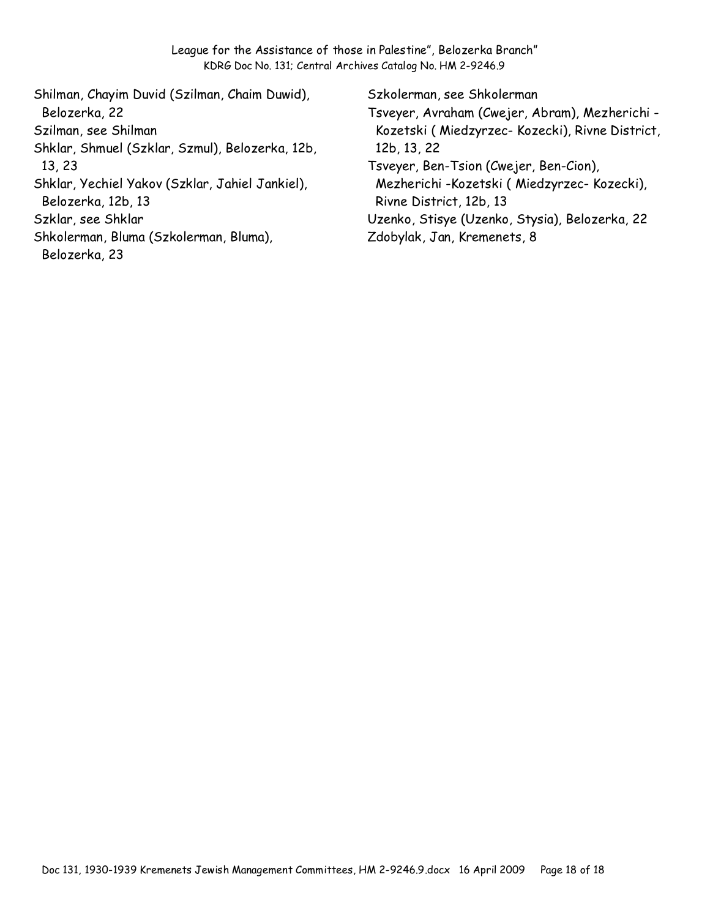Shilman, Chayim Duvid (Szilman, Chaim Duwid), Belozerka, 22

Szilman, see Shilman

Shklar, Shmuel (Szklar, Szmul), Belozerka, 12b, 13, 23

Shklar, Yechiel Yakov (Szklar, Jahiel Jankiel), Belozerka, 12b, 13

Szklar, see Shklar

Shkolerman, Bluma (Szkolerman, Bluma), Belozerka, 23

Szkolerman, see Shkolerman

Tsveyer, Avraham (Cwejer, Abram), Mezherichi - Kozetski ( Miedzyrzec- Kozecki), Rivne District, 12b, 13, 22

Tsveyer, Ben-Tsion (Cwejer, Ben-Cion), Mezherichi -Kozetski ( Miedzyrzec- Kozecki), Rivne District, 12b, 13

Uzenko, Stisye (Uzenko, Stysia), Belozerka, 22

Zdobylak, Jan, Kremenets, 8